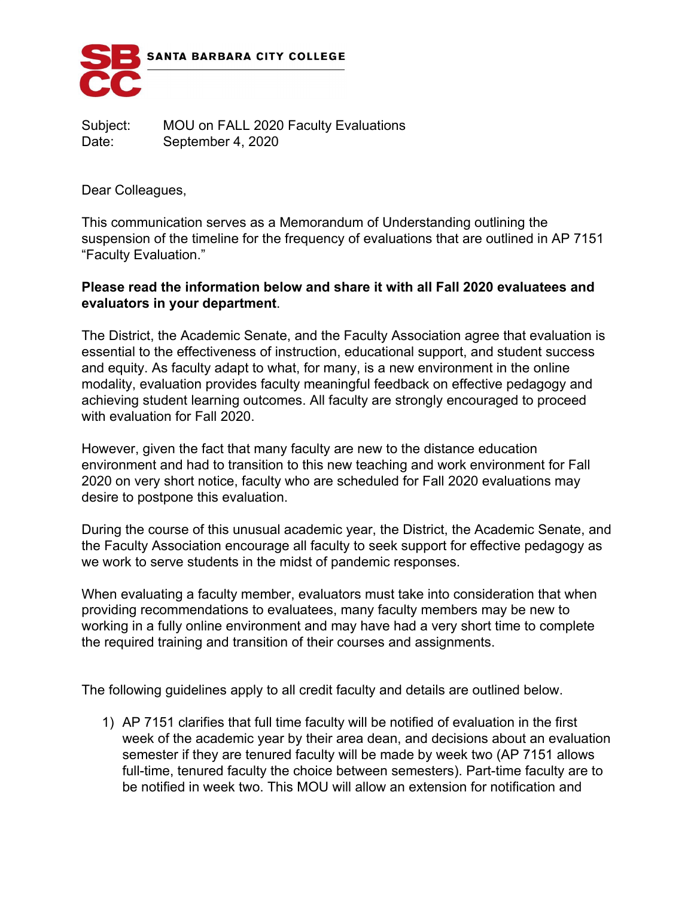SANTA BARBARA CITY COLLEGE

Subject: MOU on FALL 2020 Faculty Evaluations
Date: September 4, 2020

Dear Colleagues,

This communication serves as a Memorandum of Understanding outlining the suspension of the timeline for the frequency of evaluations that are outlined in AP 7151 "Faculty Evaluation."

**Please read the information below and share it with all Fall 2020 evaluatees and evaluators in your department**.

The District, the Academic Senate, and the Faculty Association agree that evaluation is essential to the effectiveness of instruction, educational support, and student success and equity. As faculty adapt to what, for many, is a new environment in the online modality, evaluation provides faculty meaningful feedback on effective pedagogy and achieving student learning outcomes. All faculty are strongly encouraged to proceed with evaluation for Fall 2020.

However, given the fact that many faculty are new to the distance education environment and had to transition to this new teaching and work environment for Fall 2020 on very short notice, faculty who are scheduled for Fall 2020 evaluations may desire to postpone this evaluation.

During the course of this unusual academic year, the District, the Academic Senate, and the Faculty Association encourage all faculty to seek support for effective pedagogy as we work to serve students in the midst of pandemic responses.

When evaluating a faculty member, evaluators must take into consideration that when providing recommendations to evaluatees, many faculty members may be new to working in a fully online environment and may have had a very short time to complete the required training and transition of their courses and assignments.

The following guidelines apply to all credit faculty and details are outlined below.

1) AP 7151 clarifies that full time faculty will be notified of evaluation in the first week of the academic year by their area dean, and decisions about an evaluation semester if they are tenured faculty will be made by week two (AP 7151 allows full-time, tenured faculty the choice between semesters). Part-time faculty are to be notified in week two. This MOU will allow an extension for notification and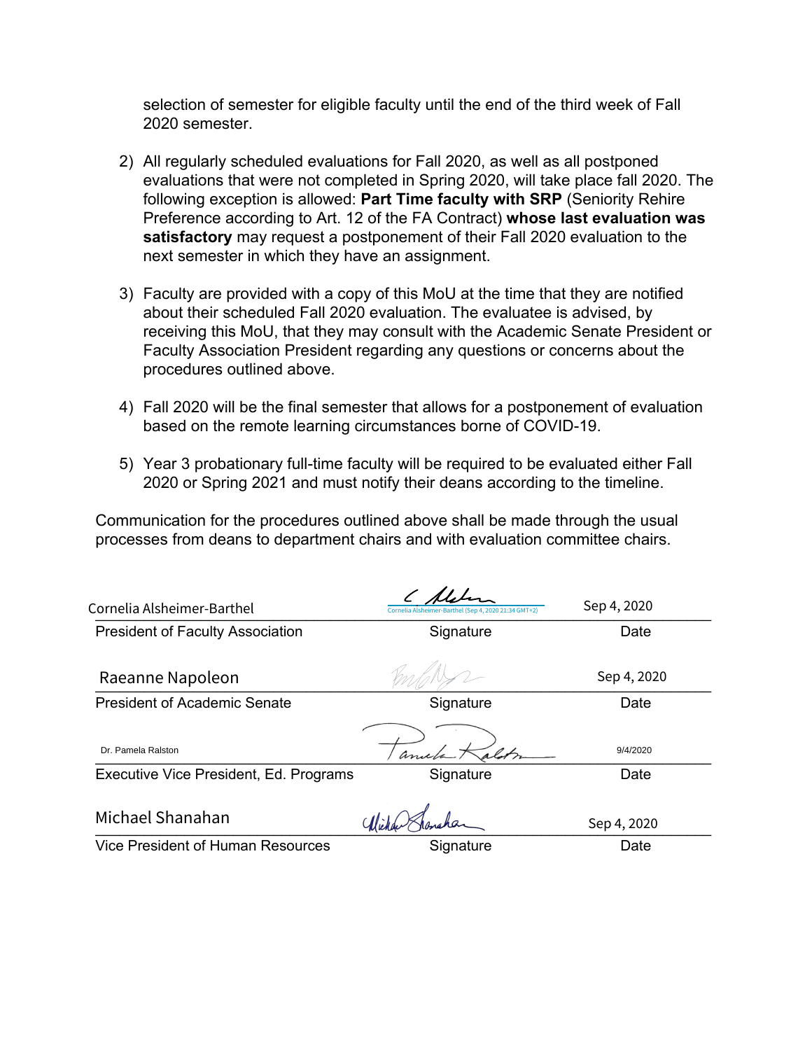selection of semester for eligible faculty until the end of the third week of Fall 2020 semester.

2) All regularly scheduled evaluations for Fall 2020, as well as all postponed evaluations that were not completed in Spring 2020, will take place fall 2020. The following exception is allowed: **Part Time faculty with SRP** (Seniority Rehire Preference according to Art. 12 of the FA Contract) **whose last evaluation was satisfactory** may request a postponement of their Fall 2020 evaluation to the next semester in which they have an assignment.

3) Faculty are provided with a copy of this MoU at the time that they are notified about their scheduled Fall 2020 evaluation. The evaluatee is advised, by receiving this MoU, that they may consult with the Academic Senate President or Faculty Association President regarding any questions or concerns about the procedures outlined above.

4) Fall 2020 will be the final semester that allows for a postponement of evaluation based on the remote learning circumstances borne of COVID-19.

5) Year 3 probationary full-time faculty will be required to be evaluated either Fall 2020 or Spring 2021 and must notify their deans according to the timeline.

Communication for the procedures outlined above shall be made through the usual processes from deans to department chairs and with evaluation committee chairs.

| | | |
|---|---|---|
| Cornelia Alsheimer-Barthel | Cornelia Alsheimer-Barthel (Sep 4, 2020 21:34 GMT+2) | Sep 4, 2020 |
| President of Faculty Association | Signature | Date |
| Raeanne Napoleon | | Sep 4, 2020 |
| President of Academic Senate | Signature | Date |
| Dr. Pamela Ralston | | 9/4/2020 |
| Executive Vice President, Ed. Programs | Signature | Date |
| Michael Shanahan | | Sep 4, 2020 |
| Vice President of Human Resources | Signature | Date |